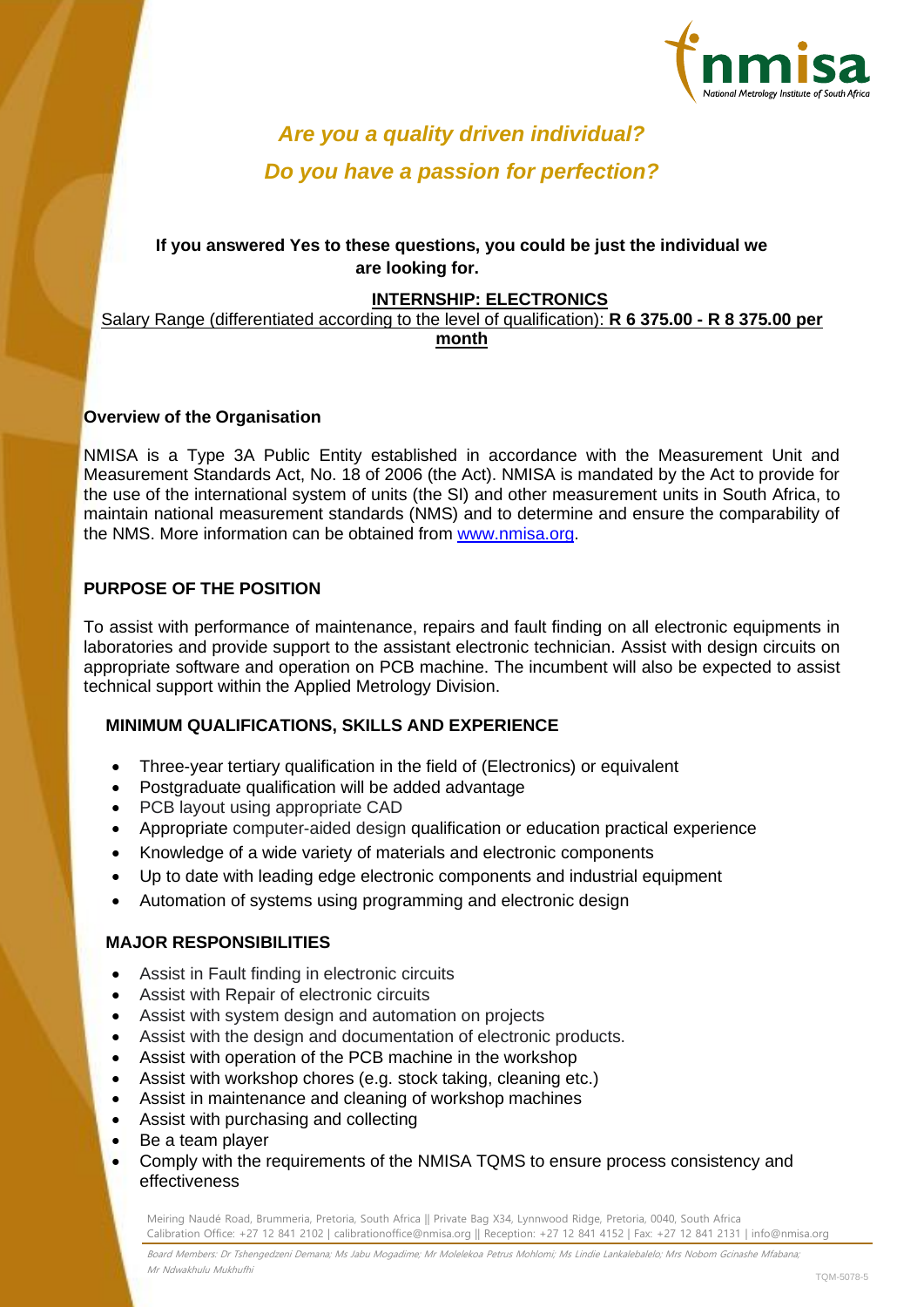## *Are you a quality driven individual?*

## *Do you have a passion for perfection?*

**If you answered Yes to these questions, you could be just the individual we are looking for.**

**INTERNSHIP: ELECTRONICS**

Salary Range (differentiated according to the level of qualification): **R 6 375.00 - R 8 375.00 per month**

### Overview of the Organisation

NMISA is a Type 3A Public Entity established in accordance with the Measurement Unit and Measurement Standards Act, No. 18 of 2006 (the Act). NMISA is mandated by the Act to provide for the use of the international system of units (the SI) and other measurement units in South Africa, to maintain national measurement standards (NMS) and to determine and ensure the comparability of the NMS. More information can be obtained from www.nmisa.org.

### PURPOSE OF THE POSITION

To assist with performance of maintenance, repairs and fault finding on all electronic equipments in laboratories and provide support to the assistant electronic technician. Assist with design circuits on appropriate software and operation on PCB machine. The incumbent will also be expected to assist technical support within the Applied Metrology Division.

### MINIMUM QUALIFICATIONS, SKILLS AND EXPERIENCE

- Three-year tertiary qualification in the field of (Electronics) or equivalent
- Postgraduate qualification will be added advantage
- PCB layout using appropriate CAD
- Appropriate computer-aided design qualification or education practical experience
- Knowledge of a wide variety of materials and electronic components
- Up to date with leading edge electronic components and industrial equipment
- Automation of systems using programming and electronic design

### MAJOR RESPONSIBILITIES

- Assist in Fault finding in electronic circuits
- Assist with Repair of electronic circuits
- Assist with system design and automation on projects
- Assist with the design and documentation of electronic products.
- Assist with operation of the PCB machine in the workshop
- Assist with workshop chores (e.g. stock taking, cleaning etc.)
- Assist in maintenance and cleaning of workshop machines
- Assist with purchasing and collecting
- Be a team player
- Comply with the requirements of the NMISA TQMS to ensure process consistency and effectiveness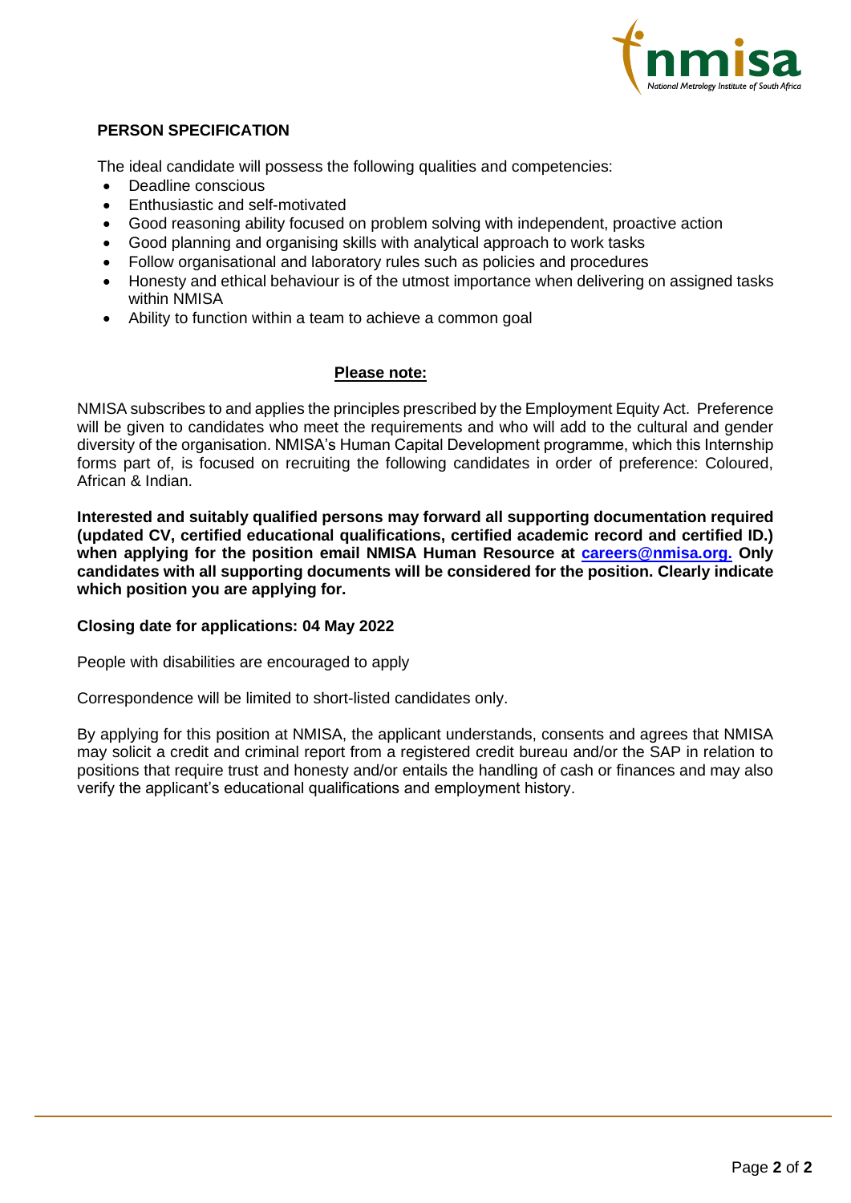## PERSON SPECIFICATION

The ideal candidate will possess the following qualities and competencies:

- Deadline conscious
- Enthusiastic and self-motivated
- Good reasoning ability focused on problem solving with independent, proactive action
- Good planning and organising skills with analytical approach to work tasks
- Follow organisational and laboratory rules such as policies and procedures
- Honesty and ethical behaviour is of the utmost importance when delivering on assigned tasks within NMISA
- Ability to function within a team to achieve a common goal

**Please note:**

NMISA subscribes to and applies the principles prescribed by the Employment Equity Act. Preference will be given to candidates who meet the requirements and who will add to the cultural and gender diversity of the organisation. NMISA's Human Capital Development programme, which this Internship forms part of, is focused on recruiting the following candidates in order of preference: Coloured, African & Indian.

**Interested and suitably qualified persons may forward all supporting documentation required (updated CV, certified educational qualifications, certified academic record and certified ID.) when applying for the position email NMISA Human Resource at careers@nmisa.org. Only candidates with all supporting documents will be considered for the position. Clearly indicate which position you are applying for.**

**Closing date for applications: 04 May 2022**

People with disabilities are encouraged to apply

Correspondence will be limited to short-listed candidates only.

By applying for this position at NMISA, the applicant understands, consents and agrees that NMISA may solicit a credit and criminal report from a registered credit bureau and/or the SAP in relation to positions that require trust and honesty and/or entails the handling of cash or finances and may also verify the applicant's educational qualifications and employment history.